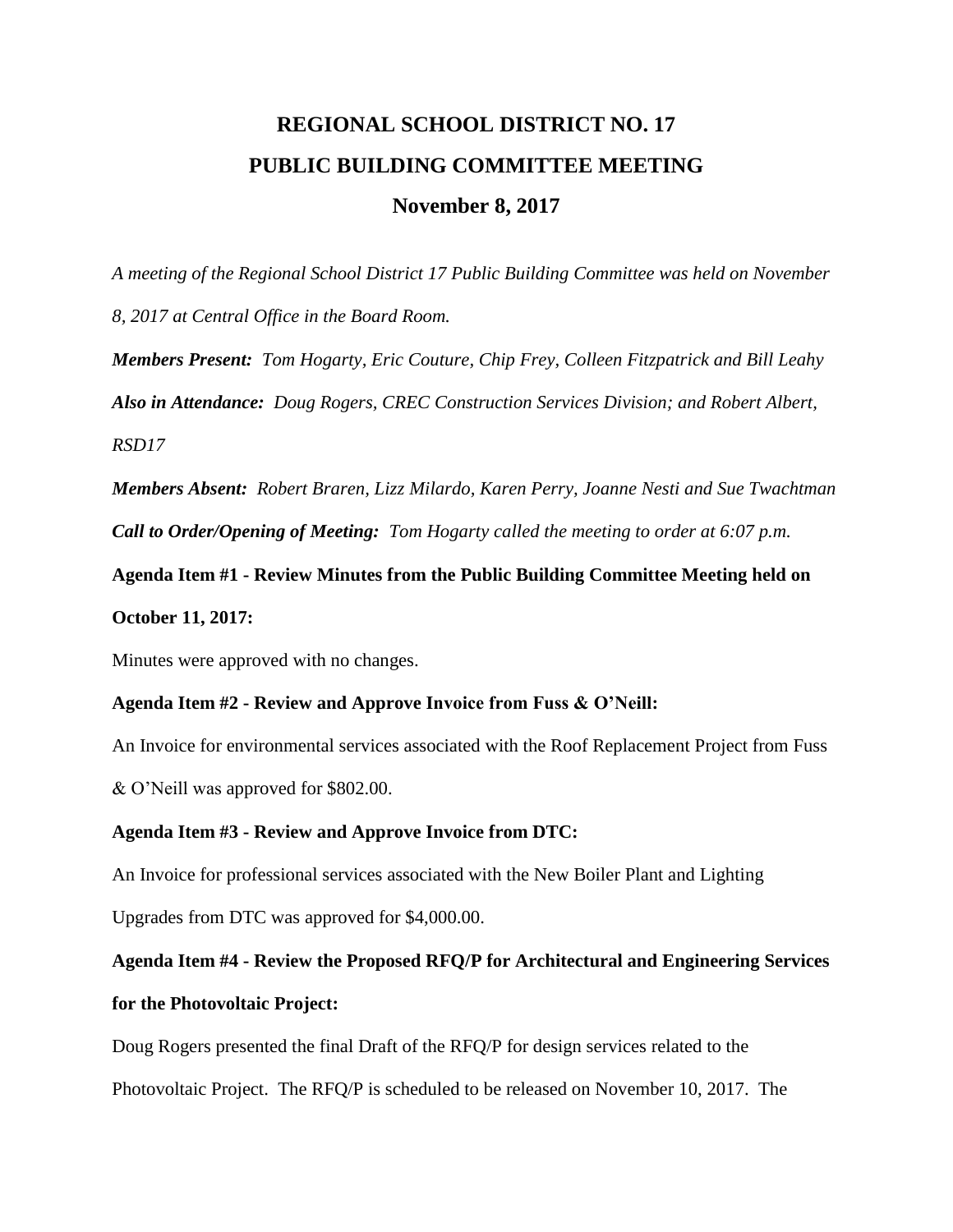# REGIONAL SCHOOL DISTRICT NO. 17

## PUBLIC BUILDING COMMITTEE MEETING

### November 8, 2017

*A meeting of the Regional School District 17 Public Building Committee was held on November 8, 2017 at Central Office in the Board Room.*

***Members Present:*** *Tom Hogarty, Eric Couture, Chip Frey, Colleen Fitzpatrick and Bill Leahy*

***Also in Attendance:*** *Doug Rogers, CREC Construction Services Division; and Robert Albert, RSD17*

***Members Absent:*** *Robert Braren, Lizz Milardo, Karen Perry, Joanne Nesti and Sue Twachtman*

***Call to Order/Opening of Meeting:*** *Tom Hogarty called the meeting to order at 6:07 p.m.*

**Agenda Item #1 - Review Minutes from the Public Building Committee Meeting held on October 11, 2017:**

Minutes were approved with no changes.

**Agenda Item #2 - Review and Approve Invoice from Fuss & O'Neill:**

An Invoice for environmental services associated with the Roof Replacement Project from Fuss & O'Neill was approved for $802.00.

**Agenda Item #3 - Review and Approve Invoice from DTC:**

An Invoice for professional services associated with the New Boiler Plant and Lighting Upgrades from DTC was approved for $4,000.00.

**Agenda Item #4 - Review the Proposed RFQ/P for Architectural and Engineering Services for the Photovoltaic Project:**

Doug Rogers presented the final Draft of the RFQ/P for design services related to the Photovoltaic Project. The RFQ/P is scheduled to be released on November 10, 2017. The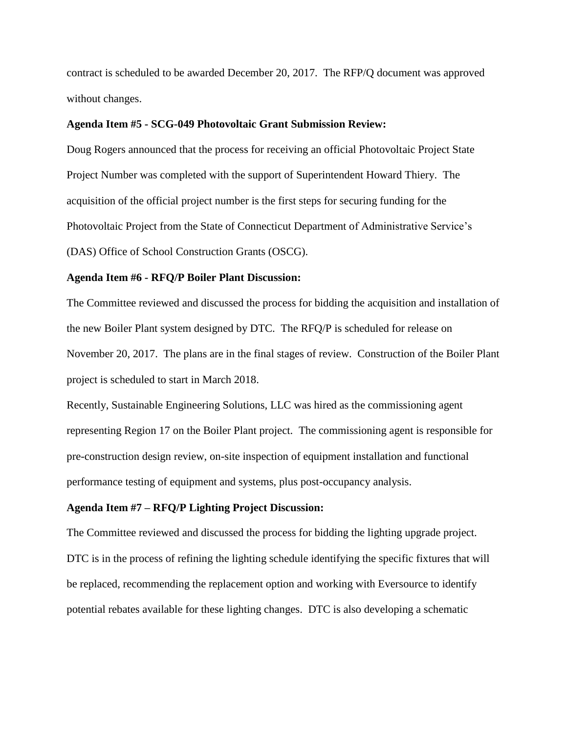contract is scheduled to be awarded December 20, 2017. The RFP/Q document was approved without changes.

**Agenda Item #5 - SCG-049 Photovoltaic Grant Submission Review:**

Doug Rogers announced that the process for receiving an official Photovoltaic Project State Project Number was completed with the support of Superintendent Howard Thiery. The acquisition of the official project number is the first steps for securing funding for the Photovoltaic Project from the State of Connecticut Department of Administrative Service's (DAS) Office of School Construction Grants (OSCG).

**Agenda Item #6 - RFQ/P Boiler Plant Discussion:**

The Committee reviewed and discussed the process for bidding the acquisition and installation of the new Boiler Plant system designed by DTC. The RFQ/P is scheduled for release on November 20, 2017. The plans are in the final stages of review. Construction of the Boiler Plant project is scheduled to start in March 2018.

Recently, Sustainable Engineering Solutions, LLC was hired as the commissioning agent representing Region 17 on the Boiler Plant project. The commissioning agent is responsible for pre-construction design review, on-site inspection of equipment installation and functional performance testing of equipment and systems, plus post-occupancy analysis.

**Agenda Item #7 – RFQ/P Lighting Project Discussion:**

The Committee reviewed and discussed the process for bidding the lighting upgrade project. DTC is in the process of refining the lighting schedule identifying the specific fixtures that will be replaced, recommending the replacement option and working with Eversource to identify potential rebates available for these lighting changes. DTC is also developing a schematic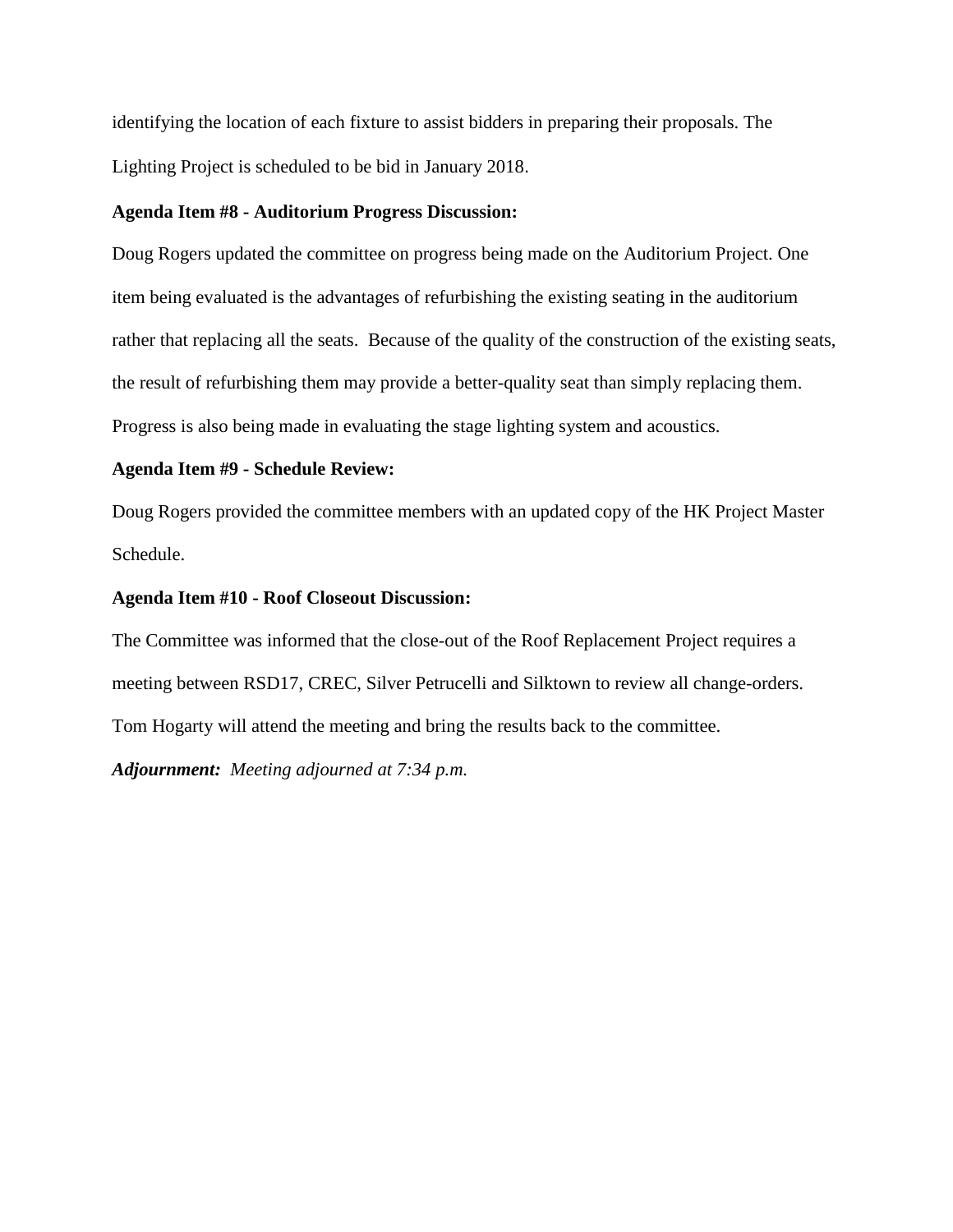identifying the location of each fixture to assist bidders in preparing their proposals. The Lighting Project is scheduled to be bid in January 2018.

**Agenda Item #8 - Auditorium Progress Discussion:**

Doug Rogers updated the committee on progress being made on the Auditorium Project. One item being evaluated is the advantages of refurbishing the existing seating in the auditorium rather that replacing all the seats.  Because of the quality of the construction of the existing seats, the result of refurbishing them may provide a better-quality seat than simply replacing them. Progress is also being made in evaluating the stage lighting system and acoustics.

**Agenda Item #9 - Schedule Review:**

Doug Rogers provided the committee members with an updated copy of the HK Project Master Schedule.

**Agenda Item #10 - Roof Closeout Discussion:**

The Committee was informed that the close-out of the Roof Replacement Project requires a meeting between RSD17, CREC, Silver Petrucelli and Silktown to review all change-orders. Tom Hogarty will attend the meeting and bring the results back to the committee.

***Adjournment:*** *Meeting adjourned at 7:34 p.m.*